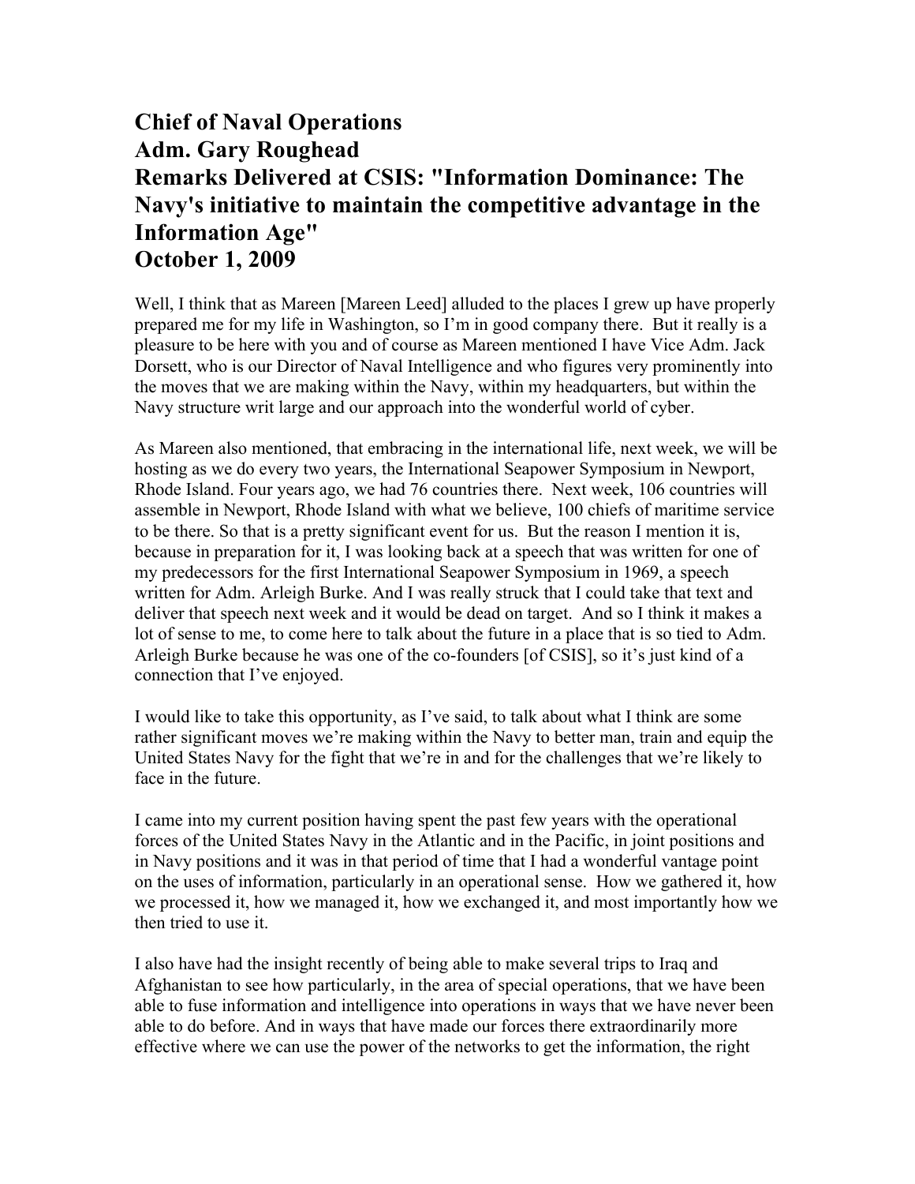# Chief of Naval Operations
# Adm. Gary Roughead
# Remarks Delivered at CSIS: "Information Dominance: The Navy's initiative to maintain the competitive advantage in the Information Age"
# October 1, 2009

Well, I think that as Mareen [Mareen Leed] alluded to the places I grew up have properly prepared me for my life in Washington, so I'm in good company there. But it really is a pleasure to be here with you and of course as Mareen mentioned I have Vice Adm. Jack Dorsett, who is our Director of Naval Intelligence and who figures very prominently into the moves that we are making within the Navy, within my headquarters, but within the Navy structure writ large and our approach into the wonderful world of cyber.

As Mareen also mentioned, that embracing in the international life, next week, we will be hosting as we do every two years, the International Seapower Symposium in Newport, Rhode Island. Four years ago, we had 76 countries there. Next week, 106 countries will assemble in Newport, Rhode Island with what we believe, 100 chiefs of maritime service to be there. So that is a pretty significant event for us. But the reason I mention it is, because in preparation for it, I was looking back at a speech that was written for one of my predecessors for the first International Seapower Symposium in 1969, a speech written for Adm. Arleigh Burke. And I was really struck that I could take that text and deliver that speech next week and it would be dead on target. And so I think it makes a lot of sense to me, to come here to talk about the future in a place that is so tied to Adm. Arleigh Burke because he was one of the co-founders [of CSIS], so it's just kind of a connection that I've enjoyed.

I would like to take this opportunity, as I've said, to talk about what I think are some rather significant moves we're making within the Navy to better man, train and equip the United States Navy for the fight that we're in and for the challenges that we're likely to face in the future.

I came into my current position having spent the past few years with the operational forces of the United States Navy in the Atlantic and in the Pacific, in joint positions and in Navy positions and it was in that period of time that I had a wonderful vantage point on the uses of information, particularly in an operational sense. How we gathered it, how we processed it, how we managed it, how we exchanged it, and most importantly how we then tried to use it.

I also have had the insight recently of being able to make several trips to Iraq and Afghanistan to see how particularly, in the area of special operations, that we have been able to fuse information and intelligence into operations in ways that we have never been able to do before. And in ways that have made our forces there extraordinarily more effective where we can use the power of the networks to get the information, the right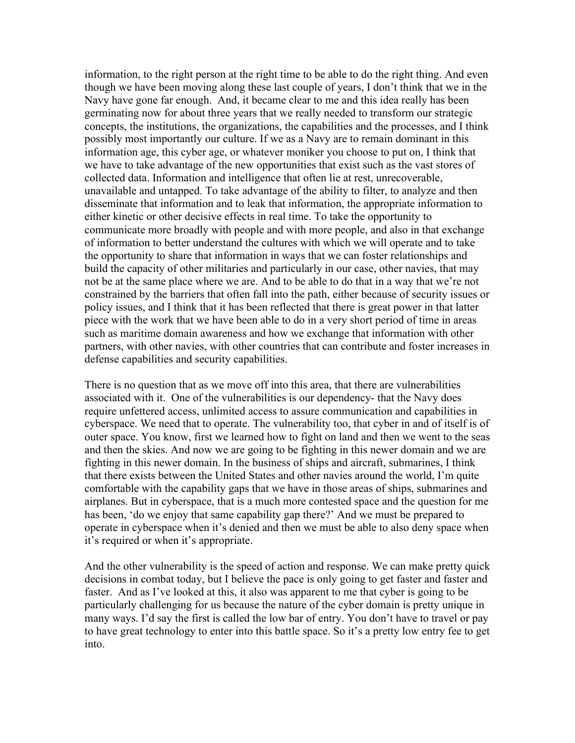information, to the right person at the right time to be able to do the right thing. And even though we have been moving along these last couple of years, I don't think that we in the Navy have gone far enough. And, it became clear to me and this idea really has been germinating now for about three years that we really needed to transform our strategic concepts, the institutions, the organizations, the capabilities and the processes, and I think possibly most importantly our culture. If we as a Navy are to remain dominant in this information age, this cyber age, or whatever moniker you choose to put on, I think that we have to take advantage of the new opportunities that exist such as the vast stores of collected data. Information and intelligence that often lie at rest, unrecoverable, unavailable and untapped. To take advantage of the ability to filter, to analyze and then disseminate that information and to leak that information, the appropriate information to either kinetic or other decisive effects in real time. To take the opportunity to communicate more broadly with people and with more people, and also in that exchange of information to better understand the cultures with which we will operate and to take the opportunity to share that information in ways that we can foster relationships and build the capacity of other militaries and particularly in our case, other navies, that may not be at the same place where we are. And to be able to do that in a way that we're not constrained by the barriers that often fall into the path, either because of security issues or policy issues, and I think that it has been reflected that there is great power in that latter piece with the work that we have been able to do in a very short period of time in areas such as maritime domain awareness and how we exchange that information with other partners, with other navies, with other countries that can contribute and foster increases in defense capabilities and security capabilities.

There is no question that as we move off into this area, that there are vulnerabilities associated with it. One of the vulnerabilities is our dependency- that the Navy does require unfettered access, unlimited access to assure communication and capabilities in cyberspace. We need that to operate. The vulnerability too, that cyber in and of itself is of outer space. You know, first we learned how to fight on land and then we went to the seas and then the skies. And now we are going to be fighting in this newer domain and we are fighting in this newer domain. In the business of ships and aircraft, submarines, I think that there exists between the United States and other navies around the world, I'm quite comfortable with the capability gaps that we have in those areas of ships, submarines and airplanes. But in cyberspace, that is a much more contested space and the question for me has been, 'do we enjoy that same capability gap there?' And we must be prepared to operate in cyberspace when it's denied and then we must be able to also deny space when it's required or when it's appropriate.

And the other vulnerability is the speed of action and response. We can make pretty quick decisions in combat today, but I believe the pace is only going to get faster and faster and faster. And as I've looked at this, it also was apparent to me that cyber is going to be particularly challenging for us because the nature of the cyber domain is pretty unique in many ways. I'd say the first is called the low bar of entry. You don't have to travel or pay to have great technology to enter into this battle space. So it's a pretty low entry fee to get into.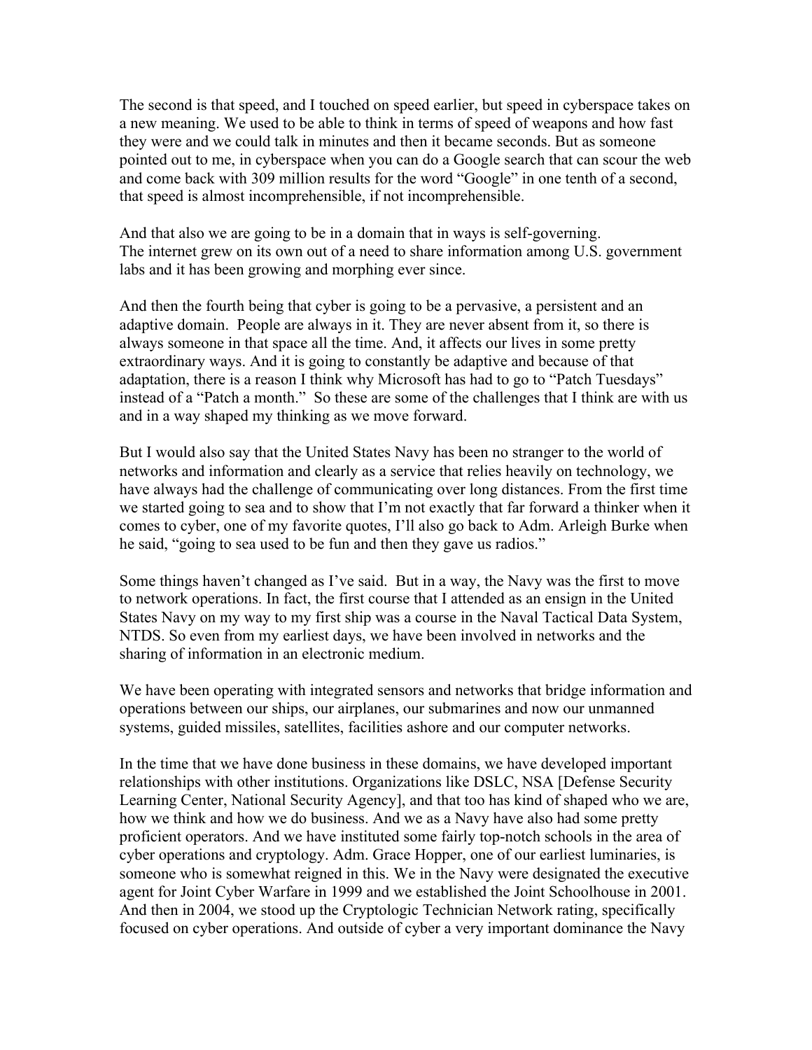The second is that speed, and I touched on speed earlier, but speed in cyberspace takes on a new meaning. We used to be able to think in terms of speed of weapons and how fast they were and we could talk in minutes and then it became seconds. But as someone pointed out to me, in cyberspace when you can do a Google search that can scour the web and come back with 309 million results for the word "Google" in one tenth of a second, that speed is almost incomprehensible, if not incomprehensible.

And that also we are going to be in a domain that in ways is self-governing. The internet grew on its own out of a need to share information among U.S. government labs and it has been growing and morphing ever since.

And then the fourth being that cyber is going to be a pervasive, a persistent and an adaptive domain. People are always in it. They are never absent from it, so there is always someone in that space all the time. And, it affects our lives in some pretty extraordinary ways. And it is going to constantly be adaptive and because of that adaptation, there is a reason I think why Microsoft has had to go to "Patch Tuesdays" instead of a "Patch a month." So these are some of the challenges that I think are with us and in a way shaped my thinking as we move forward.

But I would also say that the United States Navy has been no stranger to the world of networks and information and clearly as a service that relies heavily on technology, we have always had the challenge of communicating over long distances. From the first time we started going to sea and to show that I'm not exactly that far forward a thinker when it comes to cyber, one of my favorite quotes, I'll also go back to Adm. Arleigh Burke when he said, "going to sea used to be fun and then they gave us radios."

Some things haven't changed as I've said. But in a way, the Navy was the first to move to network operations. In fact, the first course that I attended as an ensign in the United States Navy on my way to my first ship was a course in the Naval Tactical Data System, NTDS. So even from my earliest days, we have been involved in networks and the sharing of information in an electronic medium.

We have been operating with integrated sensors and networks that bridge information and operations between our ships, our airplanes, our submarines and now our unmanned systems, guided missiles, satellites, facilities ashore and our computer networks.

In the time that we have done business in these domains, we have developed important relationships with other institutions. Organizations like DSLC, NSA [Defense Security Learning Center, National Security Agency], and that too has kind of shaped who we are, how we think and how we do business. And we as a Navy have also had some pretty proficient operators. And we have instituted some fairly top-notch schools in the area of cyber operations and cryptology. Adm. Grace Hopper, one of our earliest luminaries, is someone who is somewhat reigned in this. We in the Navy were designated the executive agent for Joint Cyber Warfare in 1999 and we established the Joint Schoolhouse in 2001. And then in 2004, we stood up the Cryptologic Technician Network rating, specifically focused on cyber operations. And outside of cyber a very important dominance the Navy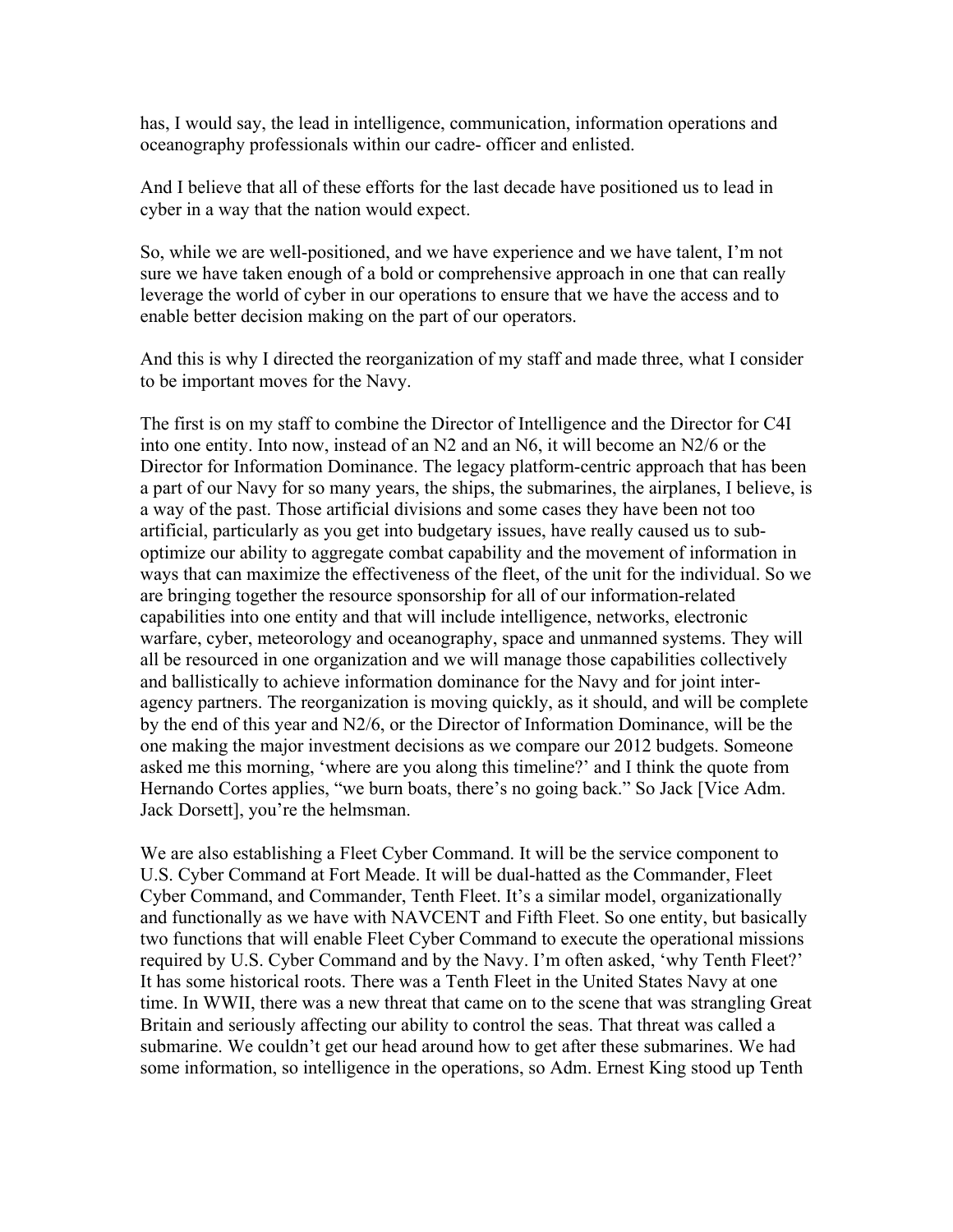has, I would say, the lead in intelligence, communication, information operations and oceanography professionals within our cadre- officer and enlisted.

And I believe that all of these efforts for the last decade have positioned us to lead in cyber in a way that the nation would expect.

So, while we are well-positioned, and we have experience and we have talent, I'm not sure we have taken enough of a bold or comprehensive approach in one that can really leverage the world of cyber in our operations to ensure that we have the access and to enable better decision making on the part of our operators.

And this is why I directed the reorganization of my staff and made three, what I consider to be important moves for the Navy.

The first is on my staff to combine the Director of Intelligence and the Director for C4I into one entity. Into now, instead of an N2 and an N6, it will become an N2/6 or the Director for Information Dominance. The legacy platform-centric approach that has been a part of our Navy for so many years, the ships, the submarines, the airplanes, I believe, is a way of the past. Those artificial divisions and some cases they have been not too artificial, particularly as you get into budgetary issues, have really caused us to sub-optimize our ability to aggregate combat capability and the movement of information in ways that can maximize the effectiveness of the fleet, of the unit for the individual. So we are bringing together the resource sponsorship for all of our information-related capabilities into one entity and that will include intelligence, networks, electronic warfare, cyber, meteorology and oceanography, space and unmanned systems. They will all be resourced in one organization and we will manage those capabilities collectively and ballistically to achieve information dominance for the Navy and for joint inter-agency partners. The reorganization is moving quickly, as it should, and will be complete by the end of this year and N2/6, or the Director of Information Dominance, will be the one making the major investment decisions as we compare our 2012 budgets. Someone asked me this morning, 'where are you along this timeline?' and I think the quote from Hernando Cortes applies, "we burn boats, there's no going back." So Jack [Vice Adm. Jack Dorsett], you're the helmsman.

We are also establishing a Fleet Cyber Command. It will be the service component to U.S. Cyber Command at Fort Meade. It will be dual-hatted as the Commander, Fleet Cyber Command, and Commander, Tenth Fleet. It's a similar model, organizationally and functionally as we have with NAVCENT and Fifth Fleet. So one entity, but basically two functions that will enable Fleet Cyber Command to execute the operational missions required by U.S. Cyber Command and by the Navy. I'm often asked, 'why Tenth Fleet?' It has some historical roots. There was a Tenth Fleet in the United States Navy at one time. In WWII, there was a new threat that came on to the scene that was strangling Great Britain and seriously affecting our ability to control the seas. That threat was called a submarine. We couldn't get our head around how to get after these submarines. We had some information, so intelligence in the operations, so Adm. Ernest King stood up Tenth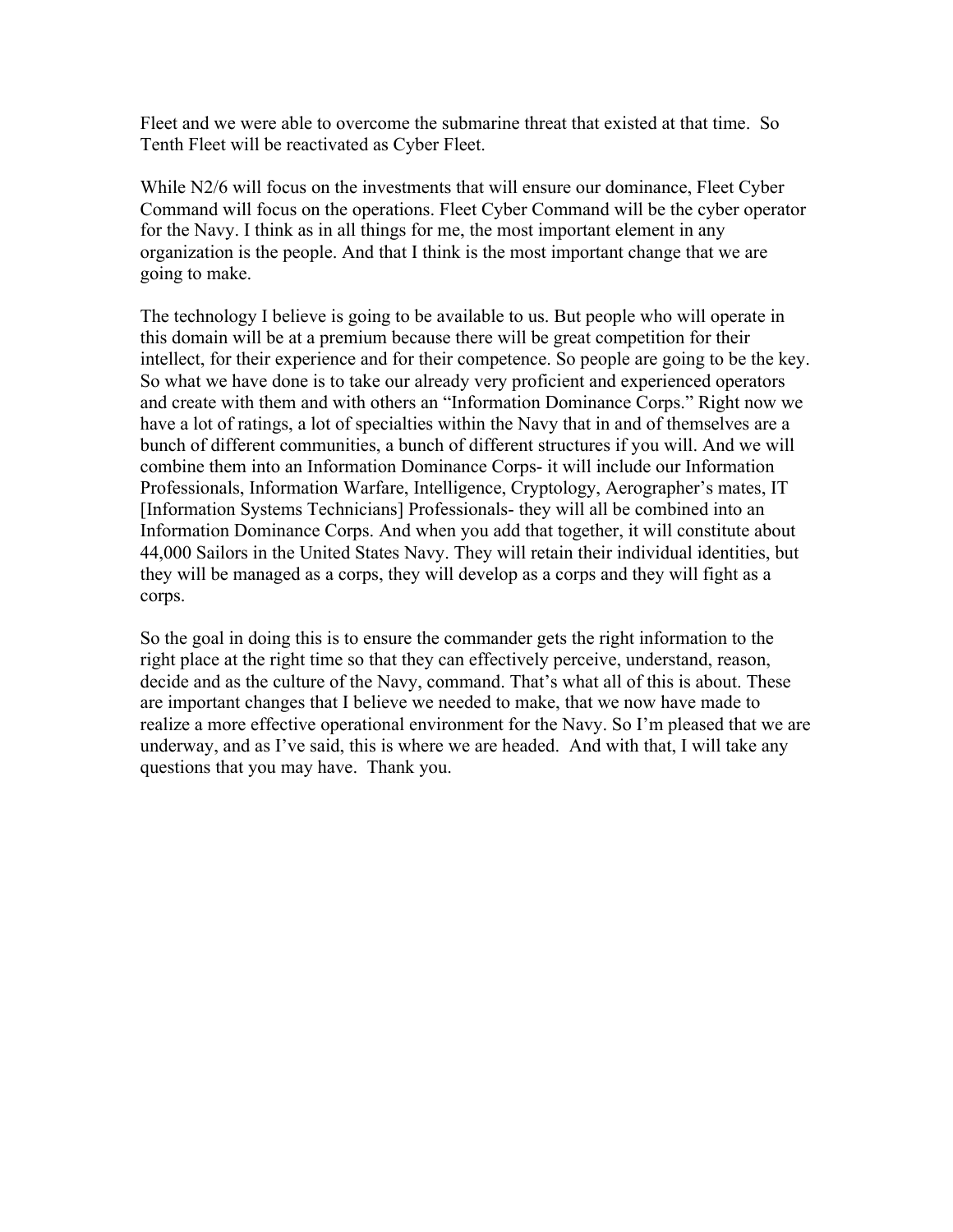Fleet and we were able to overcome the submarine threat that existed at that time. So Tenth Fleet will be reactivated as Cyber Fleet.

While N2/6 will focus on the investments that will ensure our dominance, Fleet Cyber Command will focus on the operations. Fleet Cyber Command will be the cyber operator for the Navy. I think as in all things for me, the most important element in any organization is the people. And that I think is the most important change that we are going to make.

The technology I believe is going to be available to us. But people who will operate in this domain will be at a premium because there will be great competition for their intellect, for their experience and for their competence. So people are going to be the key. So what we have done is to take our already very proficient and experienced operators and create with them and with others an "Information Dominance Corps." Right now we have a lot of ratings, a lot of specialties within the Navy that in and of themselves are a bunch of different communities, a bunch of different structures if you will. And we will combine them into an Information Dominance Corps- it will include our Information Professionals, Information Warfare, Intelligence, Cryptology, Aerographer's mates, IT [Information Systems Technicians] Professionals- they will all be combined into an Information Dominance Corps. And when you add that together, it will constitute about 44,000 Sailors in the United States Navy. They will retain their individual identities, but they will be managed as a corps, they will develop as a corps and they will fight as a corps.

So the goal in doing this is to ensure the commander gets the right information to the right place at the right time so that they can effectively perceive, understand, reason, decide and as the culture of the Navy, command. That's what all of this is about. These are important changes that I believe we needed to make, that we now have made to realize a more effective operational environment for the Navy. So I'm pleased that we are underway, and as I've said, this is where we are headed. And with that, I will take any questions that you may have. Thank you.